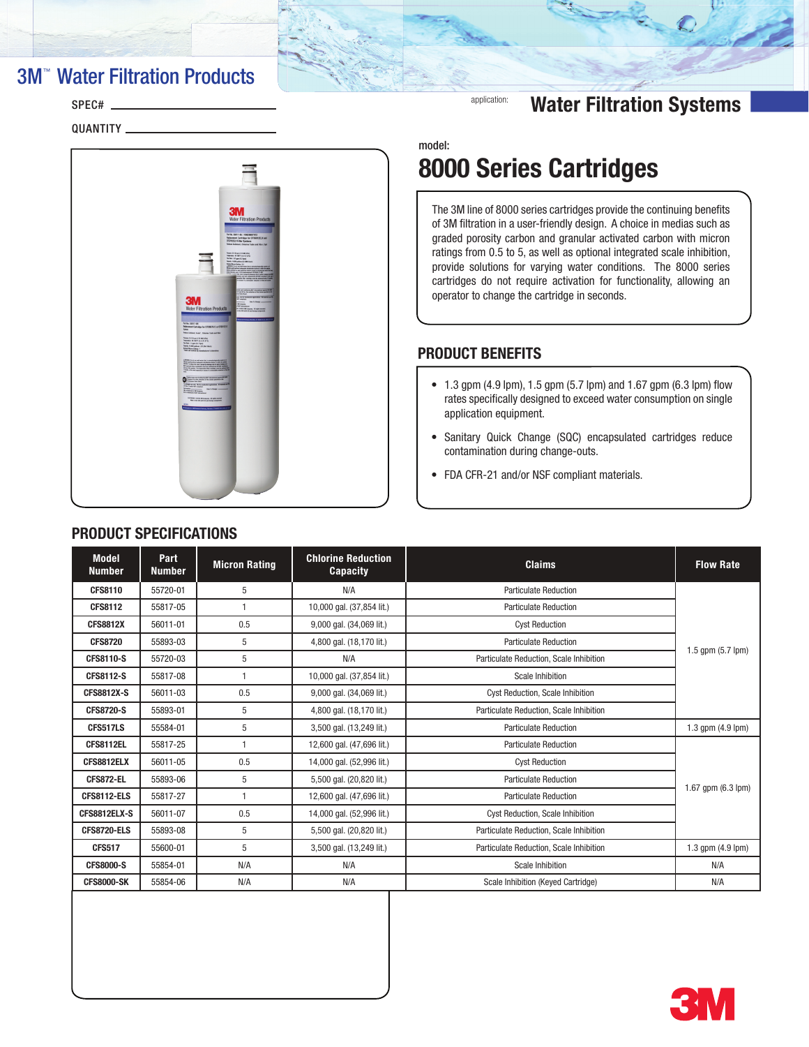# 3M™ Water Filtration Products

SPEC# ____________________

QUANTITY ____________________

application: **Water Filtration Systems**

model:

## 8000 Series Cartridges

The 3M line of 8000 series cartridges provide the continuing benefits of 3M filtration in a user-friendly design. A choice in medias such as graded porosity carbon and granular activated carbon with micron ratings from 0.5 to 5, as well as optional integrated scale inhibition, provide solutions for varying water conditions. The 8000 series cartridges do not require activation for functionality, allowing an operator to change the cartridge in seconds.

## PRODUCT BENEFITS

- 1.3 gpm (4.9 lpm), 1.5 gpm (5.7 lpm) and 1.67 gpm (6.3 lpm) flow rates specifically designed to exceed water consumption on single application equipment.
- Sanitary Quick Change (SQC) encapsulated cartridges reduce contamination during change-outs.
- FDA CFR-21 and/or NSF compliant materials.

## PRODUCT SPECIFICATIONS

| Model Number | Part Number | Micron Rating | Chlorine Reduction Capacity | Claims | Flow Rate |
|---|---|---|---|---|---|
| CFS8110 | 55720-01 | 5 | N/A | Particulate Reduction | 1.5 gpm (5.7 lpm) |
| CFS8112 | 55817-05 | 1 | 10,000 gal. (37,854 lit.) | Particulate Reduction | |
| CFS8812X | 56011-01 | 0.5 | 9,000 gal. (34,069 lit.) | Cyst Reduction | |
| CFS8720 | 55893-03 | 5 | 4,800 gal. (18,170 lit.) | Particulate Reduction | |
| CFS8110-S | 55720-03 | 5 | N/A | Particulate Reduction, Scale Inhibition | |
| CFS8112-S | 55817-08 | 1 | 10,000 gal. (37,854 lit.) | Scale Inhibition | |
| CFS8812X-S | 56011-03 | 0.5 | 9,000 gal. (34,069 lit.) | Cyst Reduction, Scale Inhibition | |
| CFS8720-S | 55893-01 | 5 | 4,800 gal. (18,170 lit.) | Particulate Reduction, Scale Inhibition | |
| CFS517LS | 55584-01 | 5 | 3,500 gal. (13,249 lit.) | Particulate Reduction | 1.3 gpm (4.9 lpm) |
| CFS8112EL | 55817-25 | 1 | 12,600 gal. (47,696 lit.) | Particulate Reduction | 1.67 gpm (6.3 lpm) |
| CFS8812ELX | 56011-05 | 0.5 | 14,000 gal. (52,996 lit.) | Cyst Reduction | |
| CFS872-EL | 55893-06 | 5 | 5,500 gal. (20,820 lit.) | Particulate Reduction | |
| CFS8112-ELS | 55817-27 | 1 | 12,600 gal. (47,696 lit.) | Particulate Reduction | |
| CFS8812ELX-S | 56011-07 | 0.5 | 14,000 gal. (52,996 lit.) | Cyst Reduction, Scale Inhibition | |
| CFS8720-ELS | 55893-08 | 5 | 5,500 gal. (20,820 lit.) | Particulate Reduction, Scale Inhibition | |
| CFS517 | 55600-01 | 5 | 3,500 gal. (13,249 lit.) | Particulate Reduction, Scale Inhibition | 1.3 gpm (4.9 lpm) |
| CFS8000-S | 55854-01 | N/A | N/A | Scale Inhibition | N/A |
| CFS8000-SK | 55854-06 | N/A | N/A | Scale Inhibition (Keyed Cartridge) | N/A |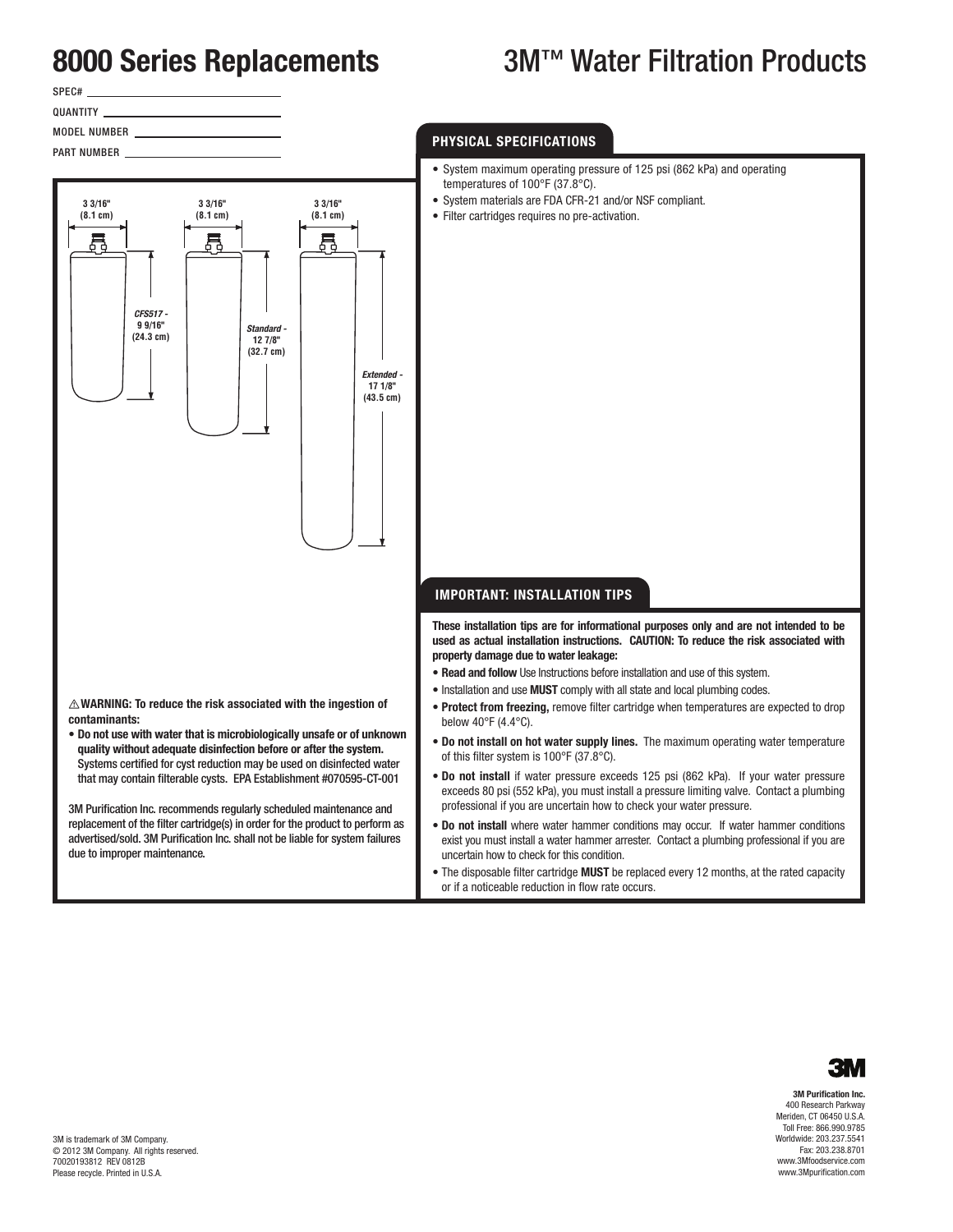# 8000 Series Replacements

# 3M™ Water Filtration Products

SPEC# \_\_\_\_\_\_\_\_\_\_\_\_\_\_\_\_\_\_\_\_

QUANTITY \_\_\_\_\_\_\_\_\_\_\_\_\_\_\_\_\_\_\_\_

MODEL NUMBER \_\_\_\_\_\_\_\_\_\_\_\_\_\_\_\_\_\_\_\_

PART NUMBER \_\_\_\_\_\_\_\_\_\_\_\_\_\_\_\_\_\_\_\_

3 3/16" (8.1 cm)

3 3/16" (8.1 cm)

3 3/16" (8.1 cm)

*CFS517 -* 9 9/16" (24.3 cm)

*Standard -* 12 7/8" (32.7 cm)

*Extended -* 17 1/8" (43.5 cm)

⚠ **WARNING: To reduce the risk associated with the ingestion of contaminants:**

- **Do not use with water that is microbiologically unsafe or of unknown quality without adequate disinfection before or after the system.** Systems certified for cyst reduction may be used on disinfected water that may contain filterable cysts. EPA Establishment #070595-CT-001

3M Purification Inc. recommends regularly scheduled maintenance and replacement of the filter cartridge(s) in order for the product to perform as advertised/sold. 3M Purification Inc. shall not be liable for system failures due to improper maintenance.

## PHYSICAL SPECIFICATIONS

- System maximum operating pressure of 125 psi (862 kPa) and operating temperatures of 100°F (37.8°C).
- System materials are FDA CFR-21 and/or NSF compliant.
- Filter cartridges requires no pre-activation.

## IMPORTANT: INSTALLATION TIPS

**These installation tips are for informational purposes only and are not intended to be used as actual installation instructions. CAUTION: To reduce the risk associated with property damage due to water leakage:**

- **Read and follow** Use Instructions before installation and use of this system.
- Installation and use **MUST** comply with all state and local plumbing codes.
- **Protect from freezing,** remove filter cartridge when temperatures are expected to drop below 40°F (4.4°C).
- **Do not install on hot water supply lines.** The maximum operating water temperature of this filter system is 100°F (37.8°C).
- **Do not install** if water pressure exceeds 125 psi (862 kPa). If your water pressure exceeds 80 psi (552 kPa), you must install a pressure limiting valve. Contact a plumbing professional if you are uncertain how to check your water pressure.
- **Do not install** where water hammer conditions may occur. If water hammer conditions exist you must install a water hammer arrester. Contact a plumbing professional if you are uncertain how to check for this condition.
- The disposable filter cartridge **MUST** be replaced every 12 months, at the rated capacity or if a noticeable reduction in flow rate occurs.

3M is trademark of 3M Company.
© 2012 3M Company. All rights reserved.
70020193812 REV 0812B
Please recycle. Printed in U.S.A.

**3M Purification Inc.**
400 Research Parkway
Meriden, CT 06450 U.S.A.
Toll Free: 866.990.9785
Worldwide: 203.237.5541
Fax: 203.238.8701
www.3Mfoodservice.com
www.3Mpurification.com